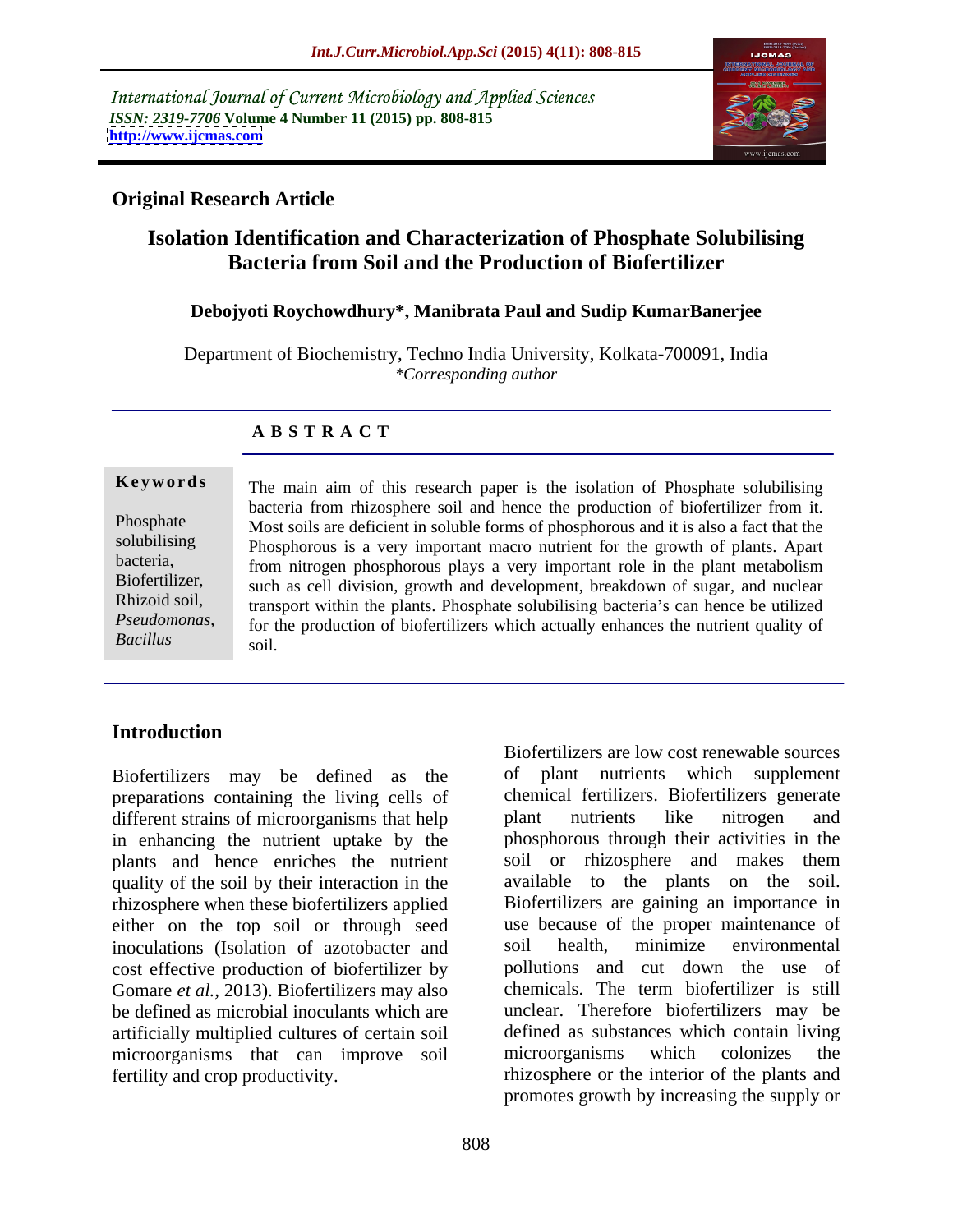International Journal of Current Microbiology and Applied Sciences
*ISSN: 2319-7706* **Volume 4 Number 11 (2015) pp. 808-815**
**http://www.ijcmas.com**

**Original Research Article**

# Isolation Identification and Characterization of Phosphate Solubilising Bacteria from Soil and the Production of Biofertilizer

**Debojyoti Roychowdhury*, Manibrata Paul and Sudip KumarBanerjee**

Department of Biochemistry, Techno India University, Kolkata-700091, India
*\*Corresponding author*

## A B S T R A C T

**Keywords**

Phosphate solubilising bacteria, Biofertilizer, Rhizoid soil, *Pseudomonas*, *Bacillus*

The main aim of this research paper is the isolation of Phosphate solubilising bacteria from rhizosphere soil and hence the production of biofertilizer from it. Most soils are deficient in soluble forms of phosphorous and it is also a fact that the Phosphorous is a very important macro nutrient for the growth of plants. Apart from nitrogen phosphorous plays a very important role in the plant metabolism such as cell division, growth and development, breakdown of sugar, and nuclear transport within the plants. Phosphate solubilising bacteria's can hence be utilized for the production of biofertilizers which actually enhances the nutrient quality of soil.

## Introduction

Biofertilizers may be defined as the preparations containing the living cells of different strains of microorganisms that help in enhancing the nutrient uptake by the plants and hence enriches the nutrient quality of the soil by their interaction in the rhizosphere when these biofertilizers applied either on the top soil or through seed inoculations (Isolation of azotobacter and cost effective production of biofertilizer by Gomare *et al.,* 2013). Biofertilizers may also be defined as microbial inoculants which are artificially multiplied cultures of certain soil microorganisms that can improve soil fertility and crop productivity.

Biofertilizers are low cost renewable sources of plant nutrients which supplement chemical fertilizers. Biofertilizers generate plant nutrients like nitrogen and phosphorous through their activities in the soil or rhizosphere and makes them available to the plants on the soil. Biofertilizers are gaining an importance in use because of the proper maintenance of soil health, minimize environmental pollutions and cut down the use of chemicals. The term biofertilizer is still unclear. Therefore biofertilizers may be defined as substances which contain living microorganisms which colonizes the rhizosphere or the interior of the plants and promotes growth by increasing the supply or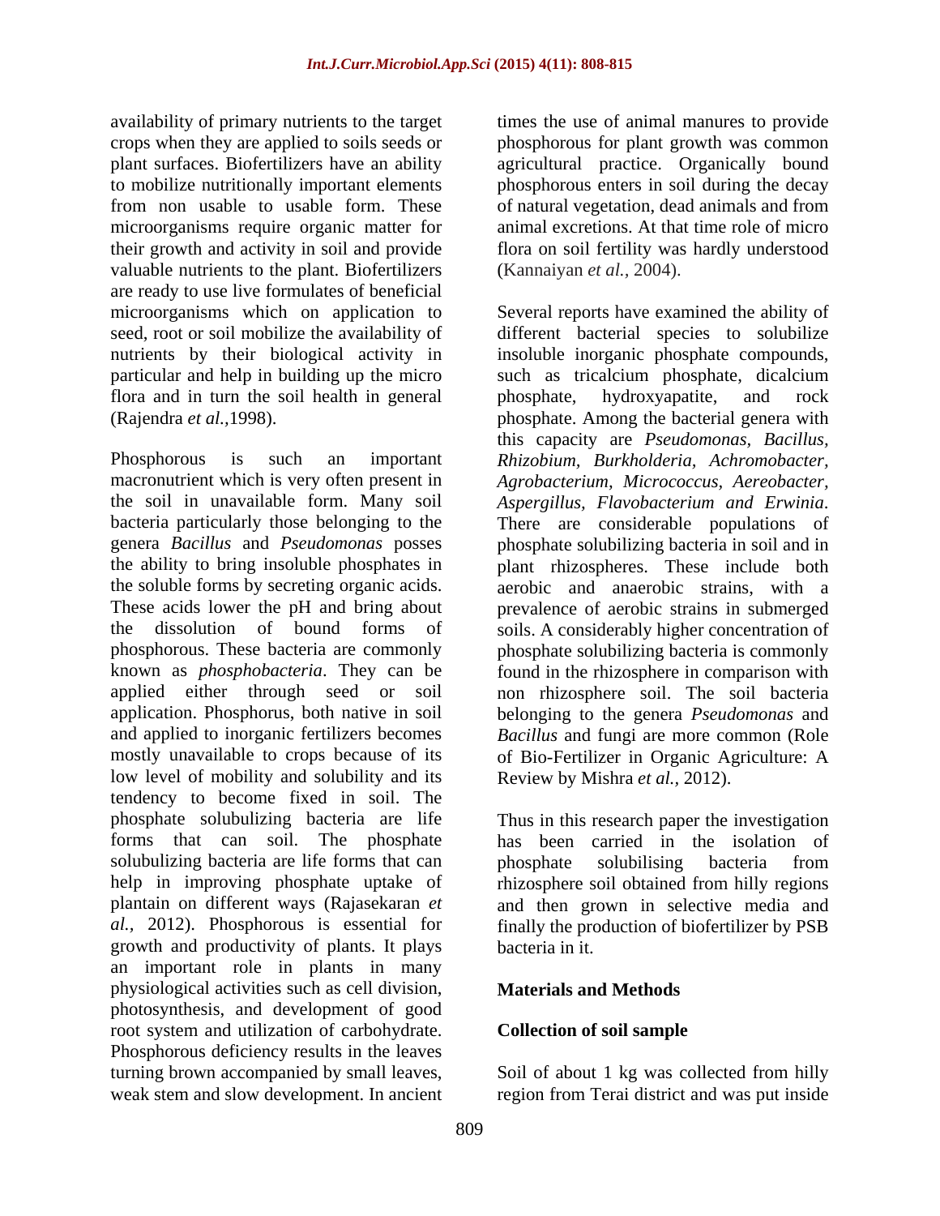availability of primary nutrients to the target crops when they are applied to soils seeds or plant surfaces. Biofertilizers have an ability to mobilize nutritionally important elements from non usable to usable form. These microorganisms require organic matter for their growth and activity in soil and provide valuable nutrients to the plant. Biofertilizers are ready to use live formulates of beneficial microorganisms which on application to seed, root or soil mobilize the availability of nutrients by their biological activity in particular and help in building up the micro flora and in turn the soil health in general (Rajendra *et al.,*1998).

Phosphorous is such an important macronutrient which is very often present in the soil in unavailable form. Many soil bacteria particularly those belonging to the genera *Bacillus* and *Pseudomonas* posses the ability to bring insoluble phosphates in the soluble forms by secreting organic acids. These acids lower the pH and bring about the dissolution of bound forms of phosphorous. These bacteria are commonly known as *phosphobacteria*. They can be applied either through seed or soil application. Phosphorus, both native in soil and applied to inorganic fertilizers becomes mostly unavailable to crops because of its low level of mobility and solubility and its tendency to become fixed in soil. The phosphate solubulizing bacteria are life forms that can soil. The phosphate solubulizing bacteria are life forms that can help in improving phosphate uptake of plantain on different ways (Rajasekaran *et al.,* 2012). Phosphorous is essential for growth and productivity of plants. It plays an important role in plants in many physiological activities such as cell division, photosynthesis, and development of good root system and utilization of carbohydrate. Phosphorous deficiency results in the leaves turning brown accompanied by small leaves, weak stem and slow development. In ancient times the use of animal manures to provide phosphorous for plant growth was common agricultural practice. Organically bound phosphorous enters in soil during the decay of natural vegetation, dead animals and from animal excretions. At that time role of micro flora on soil fertility was hardly understood (Kannaiyan *et al.,* 2004).

Several reports have examined the ability of different bacterial species to solubilize insoluble inorganic phosphate compounds, such as tricalcium phosphate, dicalcium phosphate, hydroxyapatite, and rock phosphate. Among the bacterial genera with this capacity are *Pseudomonas, Bacillus, Rhizobium, Burkholderia, Achromobacter, Agrobacterium, Micrococcus, Aereobacter, Aspergillus, Flavobacterium and Erwinia*. There are considerable populations of phosphate solubilizing bacteria in soil and in plant rhizospheres. These include both aerobic and anaerobic strains, with a prevalence of aerobic strains in submerged soils. A considerably higher concentration of phosphate solubilizing bacteria is commonly found in the rhizosphere in comparison with non rhizosphere soil. The soil bacteria belonging to the genera *Pseudomonas* and *Bacillus* and fungi are more common (Role of Bio-Fertilizer in Organic Agriculture: A Review by Mishra *et al.,* 2012).

Thus in this research paper the investigation has been carried in the isolation of phosphate solubilising bacteria from rhizosphere soil obtained from hilly regions and then grown in selective media and finally the production of biofertilizer by PSB bacteria in it.

## Materials and Methods

### Collection of soil sample

Soil of about 1 kg was collected from hilly region from Terai district and was put inside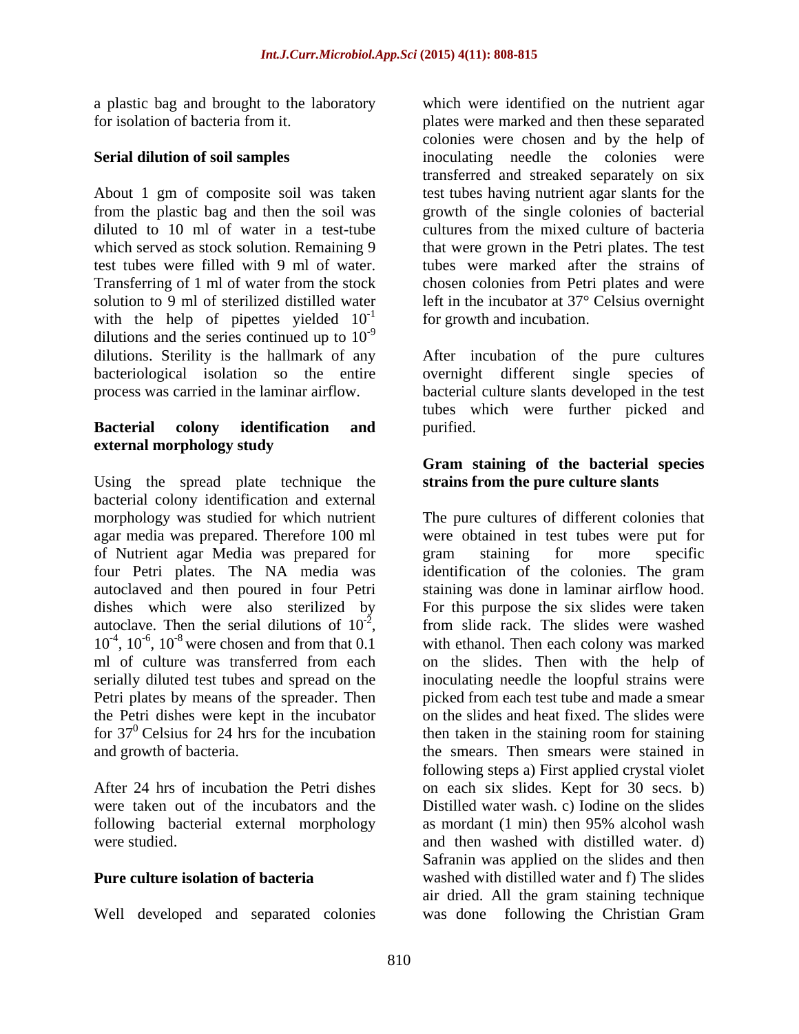a plastic bag and brought to the laboratory for isolation of bacteria from it.

### Serial dilution of soil samples

About 1 gm of composite soil was taken from the plastic bag and then the soil was diluted to 10 ml of water in a test-tube which served as stock solution. Remaining 9 test tubes were filled with 9 ml of water. Transferring of 1 ml of water from the stock solution to 9 ml of sterilized distilled water with the help of pipettes yielded $10^{-1}$ dilutions and the series continued up to $10^{-9}$ dilutions. Sterility is the hallmark of any bacteriological isolation so the entire process was carried in the laminar airflow.

### Bacterial colony identification and external morphology study

Using the spread plate technique the bacterial colony identification and external morphology was studied for which nutrient agar media was prepared. Therefore 100 ml of Nutrient agar Media was prepared for four Petri plates. The NA media was autoclaved and then poured in four Petri dishes which were also sterilized by autoclave. Then the serial dilutions of $10^{-2}$, $10^{-4}$, $10^{-6}$, $10^{-8}$ were chosen and from that 0.1 ml of culture was transferred from each serially diluted test tubes and spread on the Petri plates by means of the spreader. Then the Petri dishes were kept in the incubator for $37^0$ Celsius for 24 hrs for the incubation and growth of bacteria.

After 24 hrs of incubation the Petri dishes were taken out of the incubators and the following bacterial external morphology were studied.

### Pure culture isolation of bacteria

Well developed and separated colonies which were identified on the nutrient agar plates were marked and then these separated colonies were chosen and by the help of inoculating needle the colonies were transferred and streaked separately on six test tubes having nutrient agar slants for the growth of the single colonies of bacterial cultures from the mixed culture of bacteria that were grown in the Petri plates. The test tubes were marked after the strains of chosen colonies from Petri plates and were left in the incubator at 37° Celsius overnight for growth and incubation.

After incubation of the pure cultures overnight different single species of bacterial culture slants developed in the test tubes which were further picked and purified.

### Gram staining of the bacterial species strains from the pure culture slants

The pure cultures of different colonies that were obtained in test tubes were put for gram staining for more specific identification of the colonies. The gram staining was done in laminar airflow hood. For this purpose the six slides were taken from slide rack. The slides were washed with ethanol. Then each colony was marked on the slides. Then with the help of inoculating needle the loopful strains were picked from each test tube and made a smear on the slides and heat fixed. The slides were then taken in the staining room for staining the smears. Then smears were stained in following steps a) First applied crystal violet on each six slides. Kept for 30 secs. b) Distilled water wash. c) Iodine on the slides as mordant (1 min) then 95% alcohol wash and then washed with distilled water. d) Safranin was applied on the slides and then washed with distilled water and f) The slides air dried. All the gram staining technique was done following the Christian Gram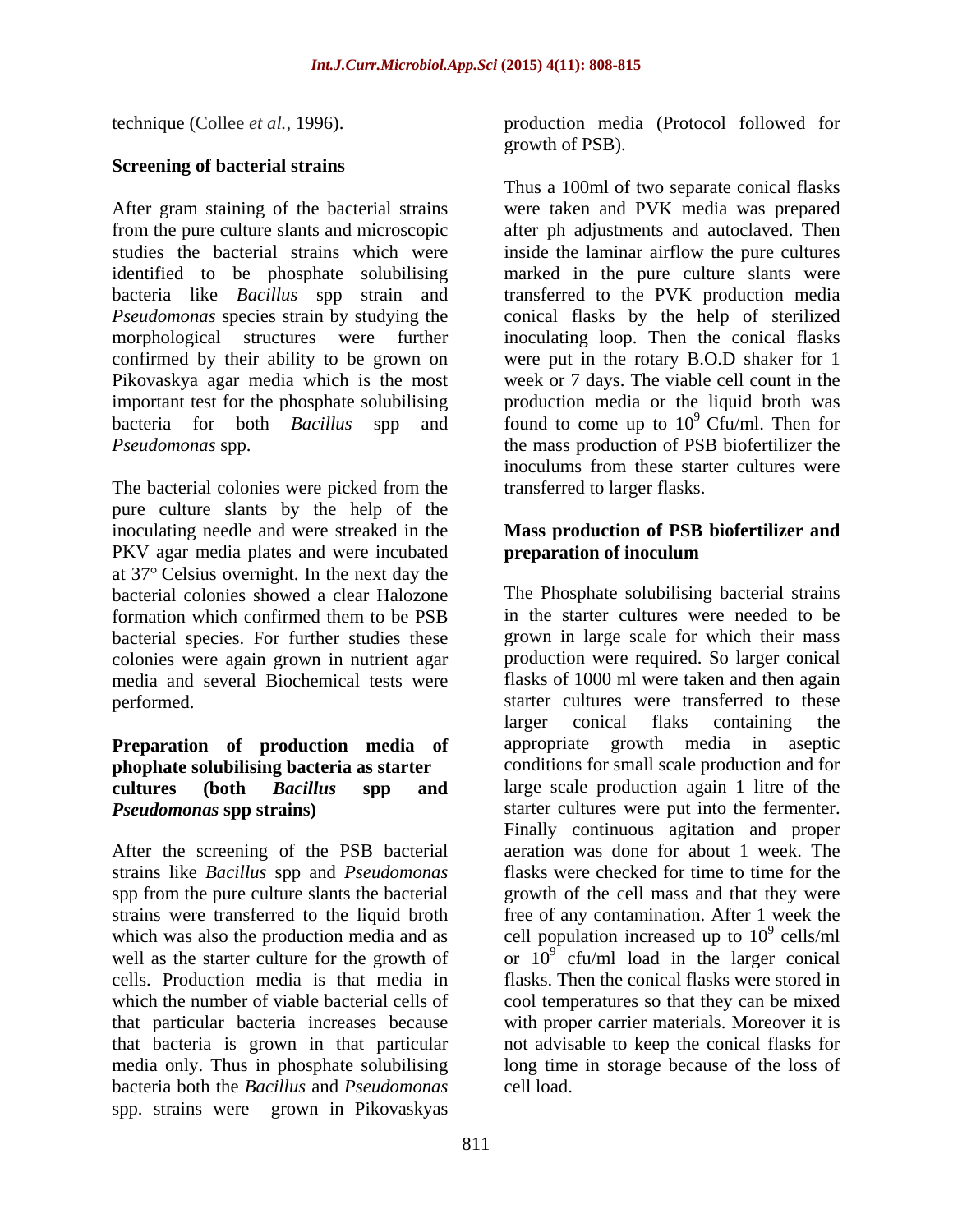technique (Collee *et al.,* 1996).

**Screening of bacterial strains**

After gram staining of the bacterial strains from the pure culture slants and microscopic studies the bacterial strains which were identified to be phosphate solubilising bacteria like *Bacillus* spp strain and *Pseudomonas* species strain by studying the morphological structures were further confirmed by their ability to be grown on Pikovaskya agar media which is the most important test for the phosphate solubilising bacteria for both *Bacillus* spp and *Pseudomonas* spp.

The bacterial colonies were picked from the pure culture slants by the help of the inoculating needle and were streaked in the PKV agar media plates and were incubated at 37° Celsius overnight. In the next day the bacterial colonies showed a clear Halozone formation which confirmed them to be PSB bacterial species. For further studies these colonies were again grown in nutrient agar media and several Biochemical tests were performed.

**Preparation of production media of phophate solubilising bacteria as starter cultures (both *Bacillus* spp and *Pseudomonas* spp strains)**

After the screening of the PSB bacterial strains like *Bacillus* spp and *Pseudomonas* spp from the pure culture slants the bacterial strains were transferred to the liquid broth which was also the production media and as well as the starter culture for the growth of cells. Production media is that media in which the number of viable bacterial cells of that particular bacteria increases because that bacteria is grown in that particular media only. Thus in phosphate solubilising bacteria both the *Bacillus* and *Pseudomonas* spp. strains were grown in Pikovaskyas production media (Protocol followed for growth of PSB).

Thus a 100ml of two separate conical flasks were taken and PVK media was prepared after ph adjustments and autoclaved. Then inside the laminar airflow the pure cultures marked in the pure culture slants were transferred to the PVK production media conical flasks by the help of sterilized inoculating loop. Then the conical flasks were put in the rotary B.O.D shaker for 1 week or 7 days. The viable cell count in the production media or the liquid broth was found to come up to $10^9$ Cfu/ml. Then for the mass production of PSB biofertilizer the inoculums from these starter cultures were transferred to larger flasks.

**Mass production of PSB biofertilizer and preparation of inoculum**

The Phosphate solubilising bacterial strains in the starter cultures were needed to be grown in large scale for which their mass production were required. So larger conical flasks of 1000 ml were taken and then again starter cultures were transferred to these larger conical flaks containing the appropriate growth media in aseptic conditions for small scale production and for large scale production again 1 litre of the starter cultures were put into the fermenter. Finally continuous agitation and proper aeration was done for about 1 week. The flasks were checked for time to time for the growth of the cell mass and that they were free of any contamination. After 1 week the cell population increased up to $10^9$ cells/ml or $10^9$ cfu/ml load in the larger conical flasks. Then the conical flasks were stored in cool temperatures so that they can be mixed with proper carrier materials. Moreover it is not advisable to keep the conical flasks for long time in storage because of the loss of cell load.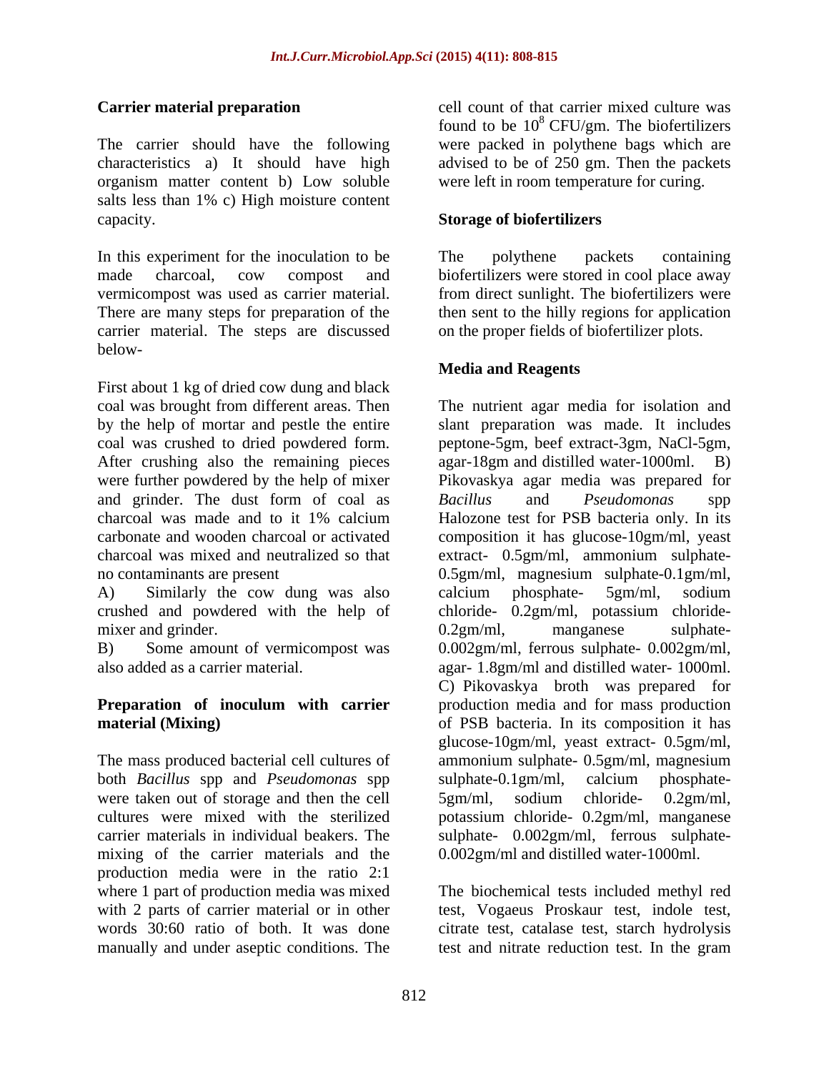**Carrier material preparation**

The carrier should have the following characteristics a) It should have high organism matter content b) Low soluble salts less than 1% c) High moisture content capacity.

In this experiment for the inoculation to be made charcoal, cow compost and vermicompost was used as carrier material. There are many steps for preparation of the carrier material. The steps are discussed below-

First about 1 kg of dried cow dung and black coal was brought from different areas. Then by the help of mortar and pestle the entire coal was crushed to dried powdered form. After crushing also the remaining pieces were further powdered by the help of mixer and grinder. The dust form of coal as charcoal was made and to it 1% calcium carbonate and wooden charcoal or activated charcoal was mixed and neutralized so that no contaminants are present

A) Similarly the cow dung was also crushed and powdered with the help of mixer and grinder.

B) Some amount of vermicompost was also added as a carrier material.

**Preparation of inoculum with carrier material (Mixing)**

The mass produced bacterial cell cultures of both *Bacillus* spp and *Pseudomonas* spp were taken out of storage and then the cell cultures were mixed with the sterilized carrier materials in individual beakers. The mixing of the carrier materials and the production media were in the ratio 2:1 where 1 part of production media was mixed with 2 parts of carrier material or in other words 30:60 ratio of both. It was done manually and under aseptic conditions. The cell count of that carrier mixed culture was found to be $10^8$ CFU/gm. The biofertilizers were packed in polythene bags which are advised to be of 250 gm. Then the packets were left in room temperature for curing.

**Storage of biofertilizers**

The polythene packets containing biofertilizers were stored in cool place away from direct sunlight. The biofertilizers were then sent to the hilly regions for application on the proper fields of biofertilizer plots.

**Media and Reagents**

The nutrient agar media for isolation and slant preparation was made. It includes peptone-5gm, beef extract-3gm, NaCl-5gm, agar-18gm and distilled water-1000ml. B) Pikovaskya agar media was prepared for *Bacillus* and *Pseudomonas* spp Halozone test for PSB bacteria only. In its composition it has glucose-10gm/ml, yeast extract- 0.5gm/ml, ammonium sulphate-0.5gm/ml, magnesium sulphate-0.1gm/ml, calcium phosphate- 5gm/ml, sodium chloride- 0.2gm/ml, potassium chloride-0.2gm/ml, manganese sulphate-0.002gm/ml, ferrous sulphate- 0.002gm/ml, agar- 1.8gm/ml and distilled water- 1000ml. C) Pikovaskya broth was prepared for production media and for mass production of PSB bacteria. In its composition it has glucose-10gm/ml, yeast extract- 0.5gm/ml, ammonium sulphate- 0.5gm/ml, magnesium sulphate-0.1gm/ml, calcium phosphate-5gm/ml, sodium chloride- 0.2gm/ml, potassium chloride- 0.2gm/ml, manganese sulphate- 0.002gm/ml, ferrous sulphate-0.002gm/ml and distilled water-1000ml.

The biochemical tests included methyl red test, Vogaeus Proskaur test, indole test, citrate test, catalase test, starch hydrolysis test and nitrate reduction test. In the gram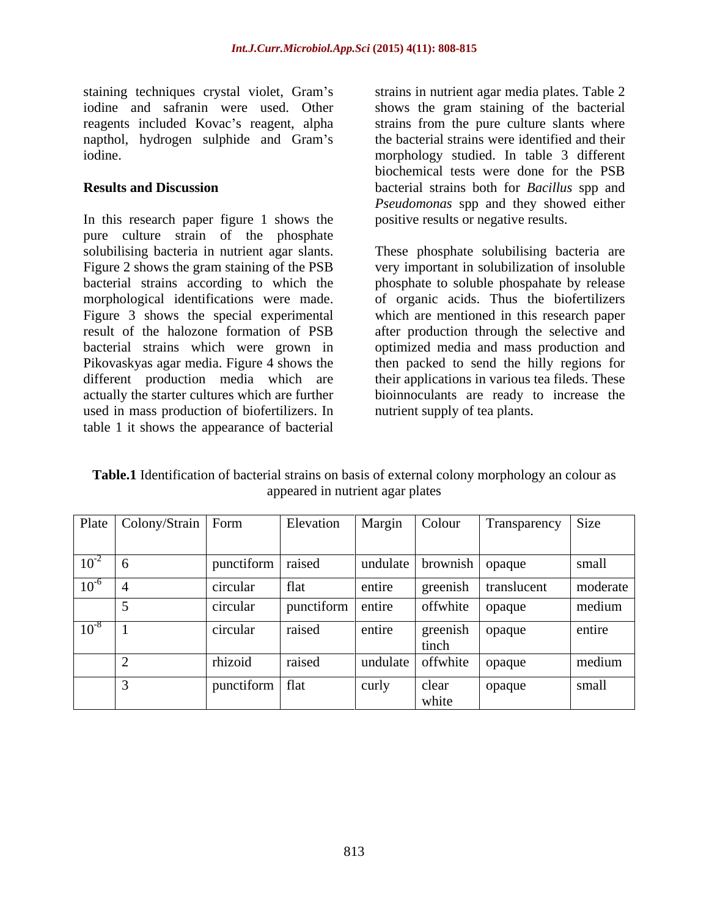staining techniques crystal violet, Gram's iodine and safranin were used. Other reagents included Kovac's reagent, alpha napthol, hydrogen sulphide and Gram's iodine.

## Results and Discussion

In this research paper figure 1 shows the pure culture strain of the phosphate solubilising bacteria in nutrient agar slants. Figure 2 shows the gram staining of the PSB bacterial strains according to which the morphological identifications were made. Figure 3 shows the special experimental result of the halozone formation of PSB bacterial strains which were grown in Pikovaskyas agar media. Figure 4 shows the different production media which are actually the starter cultures which are further used in mass production of biofertilizers. In table 1 it shows the appearance of bacterial strains in nutrient agar media plates. Table 2 shows the gram staining of the bacterial strains from the pure culture slants where the bacterial strains were identified and their morphology studied. In table 3 different biochemical tests were done for the PSB bacterial strains both for *Bacillus* spp and *Pseudomonas* spp and they showed either positive results or negative results.

These phosphate solubilising bacteria are very important in solubilization of insoluble phosphate to soluble phospahate by release of organic acids. Thus the biofertilizers which are mentioned in this research paper after production through the selective and optimized media and mass production and then packed to send the hilly regions for their applications in various tea fileds. These bioinnoculants are ready to increase the nutrient supply of tea plants.

**Table.1** Identification of bacterial strains on basis of external colony morphology an colour as appeared in nutrient agar plates

| Plate | Colony/Strain | Form | Elevation | Margin | Colour | Transparency | Size |
|---|---|---|---|---|---|---|---|
| $10^{-2}$ | 6 | punctiform | raised | undulate | brownish | opaque | small |
| $10^{-6}$ | 4 | circular | flat | entire | greenish | translucent | moderate |
| | 5 | circular | punctiform | entire | offwhite | opaque | medium |
| $10^{-8}$ | 1 | circular | raised | entire | greenish tinch | opaque | entire |
| | 2 | rhizoid | raised | undulate | offwhite | opaque | medium |
| | 3 | punctiform | flat | curly | clear white | opaque | small |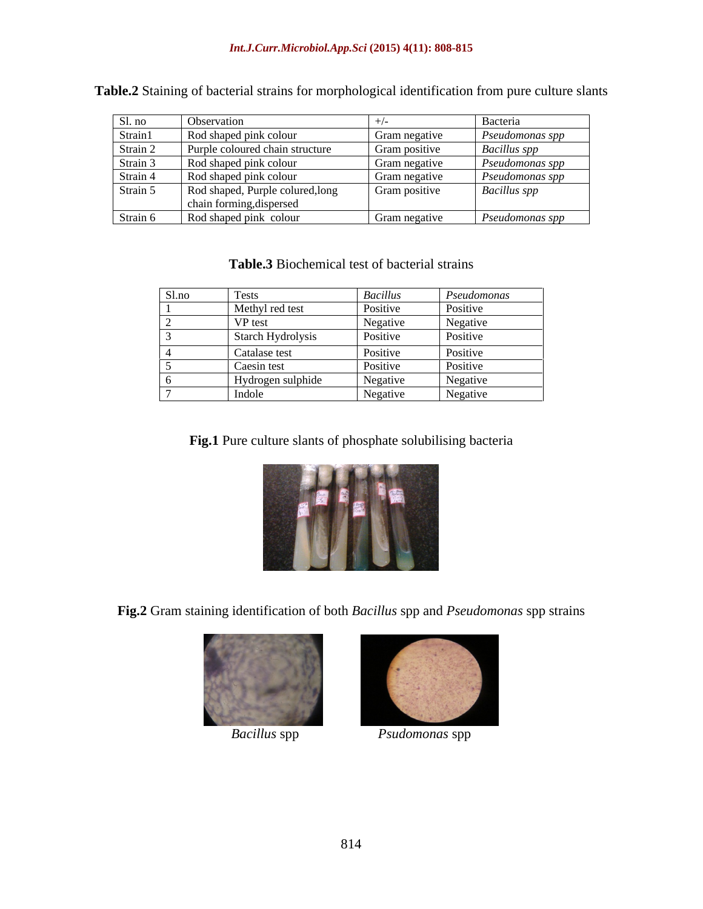**Table.2** Staining of bacterial strains for morphological identification from pure culture slants

| Sl. no | Observation | +/- | Bacteria |
|---|---|---|---|
| Strain1 | Rod shaped pink colour | Gram negative | *Pseudomonas spp* |
| Strain 2 | Purple coloured chain structure | Gram positive | *Bacillus spp* |
| Strain 3 | Rod shaped pink colour | Gram negative | *Pseudomonas spp* |
| Strain 4 | Rod shaped pink colour | Gram negative | *Pseudomonas spp* |
| Strain 5 | Rod shaped, Purple colured,long chain forming,dispersed | Gram positive | *Bacillus spp* |
| Strain 6 | Rod shaped pink colour | Gram negative | *Pseudomonas spp* |

**Table.3** Biochemical test of bacterial strains

| Sl.no | Tests | *Bacillus* | *Pseudomonas* |
|---|---|---|---|
| 1 | Methyl red test | Positive | Positive |
| 2 | VP test | Negative | Negative |
| 3 | Starch Hydrolysis | Positive | Positive |
| 4 | Catalase test | Positive | Positive |
| 5 | Caesin test | Positive | Positive |
| 6 | Hydrogen sulphide | Negative | Negative |
| 7 | Indole | Negative | Negative |

**Fig.1** Pure culture slants of phosphate solubilising bacteria

**Fig.2** Gram staining identification of both *Bacillus* spp and *Pseudomonas* spp strains

*Bacillus* spp

*Psudomonas* spp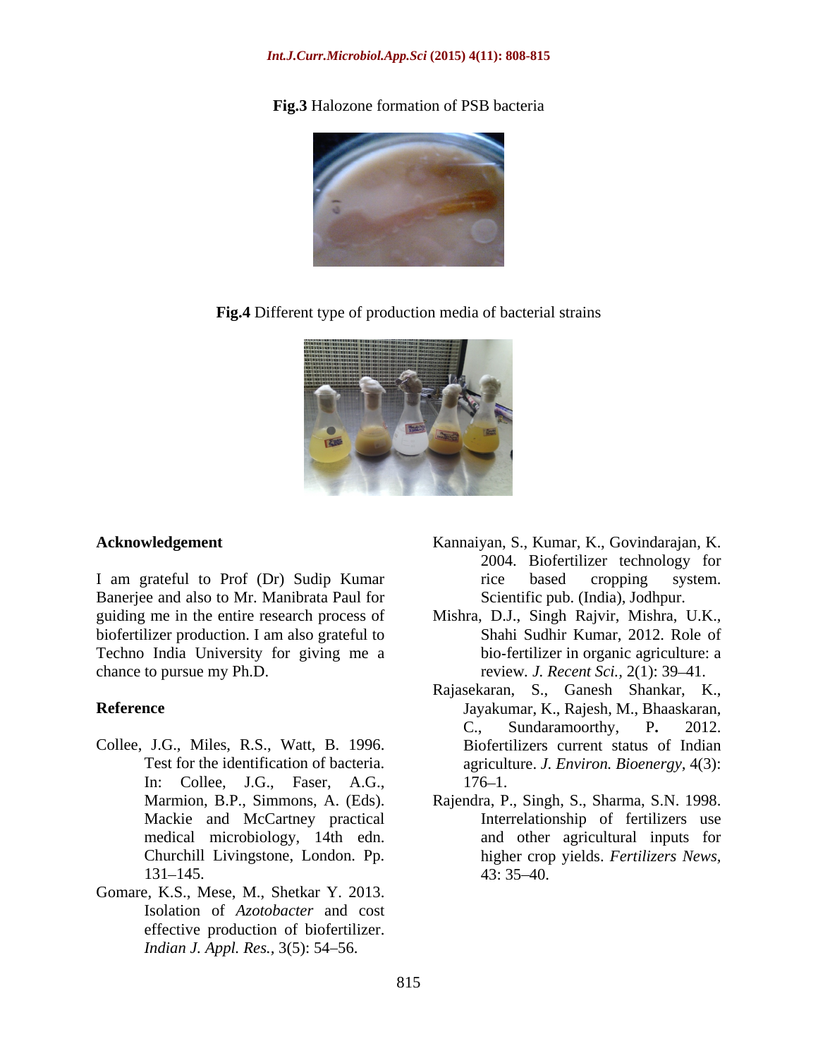**Fig.3** Halozone formation of PSB bacteria

**Fig.4** Different type of production media of bacterial strains

## Acknowledgement

I am grateful to Prof (Dr) Sudip Kumar Banerjee and also to Mr. Manibrata Paul for guiding me in the entire research process of biofertilizer production. I am also grateful to Techno India University for giving me a chance to pursue my Ph.D.

## Reference

Collee, J.G., Miles, R.S., Watt, B. 1996. Test for the identification of bacteria. In: Collee, J.G., Faser, A.G., Marmion, B.P., Simmons, A. (Eds). Mackie and McCartney practical medical microbiology, 14th edn. Churchill Livingstone, London. Pp. 131–145.

Gomare, K.S., Mese, M., Shetkar Y. 2013. Isolation of *Azotobacter* and cost effective production of biofertilizer. *Indian J. Appl. Res.*, 3(5): 54–56.

Kannaiyan, S., Kumar, K., Govindarajan, K. 2004. Biofertilizer technology for rice based cropping system. Scientific pub. (India), Jodhpur.

Mishra, D.J., Singh Rajvir, Mishra, U.K., Shahi Sudhir Kumar, 2012. Role of bio-fertilizer in organic agriculture: a review. *J. Recent Sci.,* 2(1): 39–41.

Rajasekaran, S., Ganesh Shankar, K., Jayakumar, K., Rajesh, M., Bhaaskaran, C., Sundaramoorthy, P**.** 2012. Biofertilizers current status of Indian agriculture. *J. Environ. Bioenergy*, 4(3): 176–1.

Rajendra, P., Singh, S., Sharma, S.N. 1998. Interrelationship of fertilizers use and other agricultural inputs for higher crop yields. *Fertilizers News*, 43: 35–40.